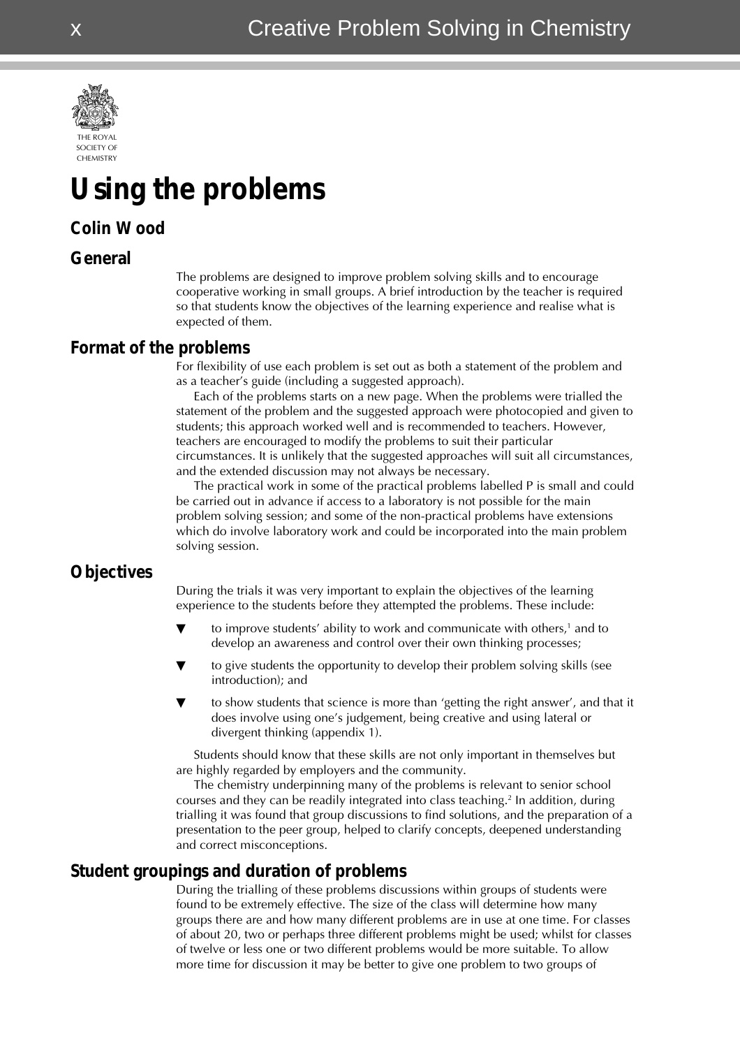# Using the problems

**Colin Wood**

## General

The problems are designed to improve problem solving skills and to encourage cooperative working in small groups. A brief introduction by the teacher is required so that students know the objectives of the learning experience and realise what is expected of them.

## Format of the problems

For flexibility of use each problem is set out as both a statement of the problem and as a teacher's guide (including a suggested approach).

Each of the problems starts on a new page. When the problems were trialled the statement of the problem and the suggested approach were photocopied and given to students; this approach worked well and is recommended to teachers. However, teachers are encouraged to modify the problems to suit their particular circumstances. It is unlikely that the suggested approaches will suit all circumstances, and the extended discussion may not always be necessary.

The practical work in some of the practical problems labelled P is small and could be carried out in advance if access to a laboratory is not possible for the main problem solving session; and some of the non-practical problems have extensions which do involve laboratory work and could be incorporated into the main problem solving session.

## Objectives

During the trials it was very important to explain the objectives of the learning experience to the students before they attempted the problems. These include:

- to improve students' ability to work and communicate with others,[1] and to develop an awareness and control over their own thinking processes;
- to give students the opportunity to develop their problem solving skills (see introduction); and
- to show students that science is more than 'getting the right answer', and that it does involve using one's judgement, being creative and using lateral or divergent thinking (appendix 1).

Students should know that these skills are not only important in themselves but are highly regarded by employers and the community.

The chemistry underpinning many of the problems is relevant to senior school courses and they can be readily integrated into class teaching.[2] In addition, during trialling it was found that group discussions to find solutions, and the preparation of a presentation to the peer group, helped to clarify concepts, deepened understanding and correct misconceptions.

## Student groupings and duration of problems

During the trialling of these problems discussions within groups of students were found to be extremely effective. The size of the class will determine how many groups there are and how many different problems are in use at one time. For classes of about 20, two or perhaps three different problems might be used; whilst for classes of twelve or less one or two different problems would be more suitable. To allow more time for discussion it may be better to give one problem to two groups of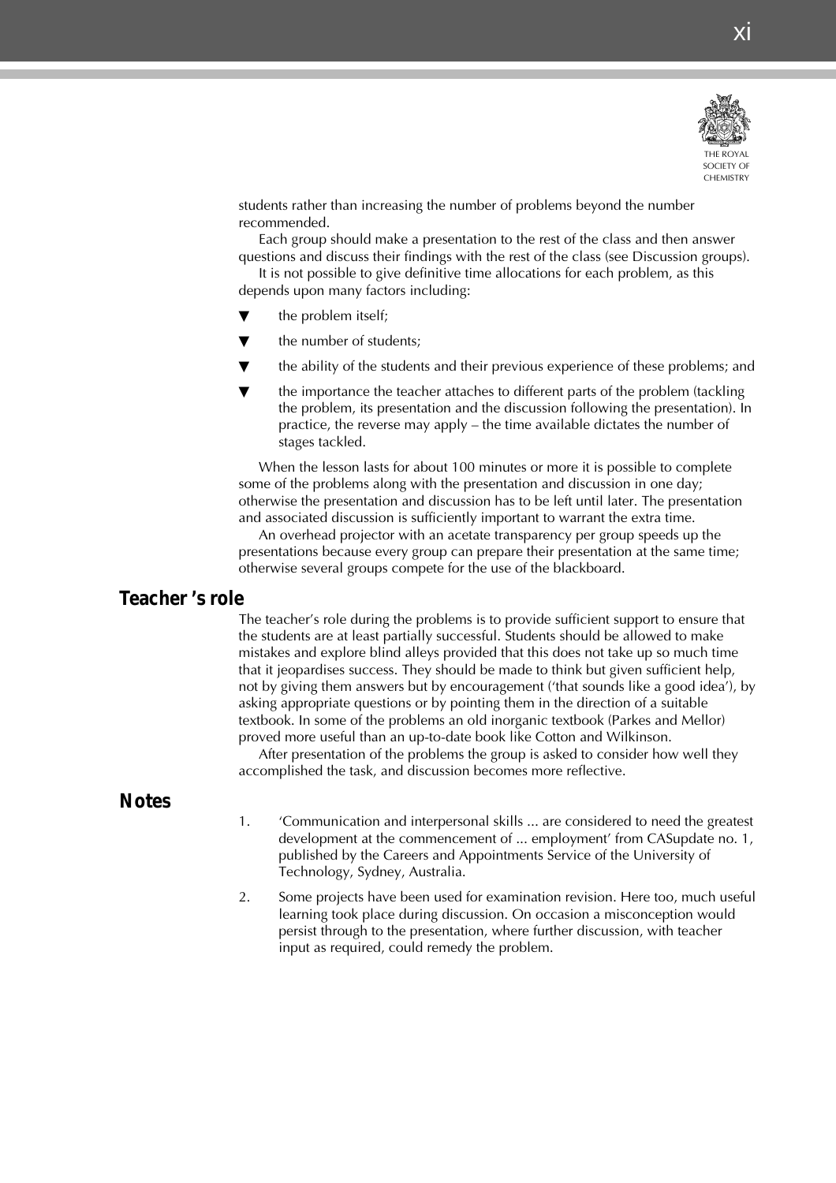students rather than increasing the number of problems beyond the number recommended.

Each group should make a presentation to the rest of the class and then answer questions and discuss their findings with the rest of the class (see Discussion groups).

It is not possible to give definitive time allocations for each problem, as this depends upon many factors including:

- the problem itself;
- the number of students;
- the ability of the students and their previous experience of these problems; and
- the importance the teacher attaches to different parts of the problem (tackling the problem, its presentation and the discussion following the presentation). In practice, the reverse may apply – the time available dictates the number of stages tackled.

When the lesson lasts for about 100 minutes or more it is possible to complete some of the problems along with the presentation and discussion in one day; otherwise the presentation and discussion has to be left until later. The presentation and associated discussion is sufficiently important to warrant the extra time.

An overhead projector with an acetate transparency per group speeds up the presentations because every group can prepare their presentation at the same time; otherwise several groups compete for the use of the blackboard.

## Teacher's role

The teacher's role during the problems is to provide sufficient support to ensure that the students are at least partially successful. Students should be allowed to make mistakes and explore blind alleys provided that this does not take up so much time that it jeopardises success. They should be made to think but given sufficient help, not by giving them answers but by encouragement ('that sounds like a good idea'), by asking appropriate questions or by pointing them in the direction of a suitable textbook. In some of the problems an old inorganic textbook (Parkes and Mellor) proved more useful than an up-to-date book like Cotton and Wilkinson.

After presentation of the problems the group is asked to consider how well they accomplished the task, and discussion becomes more reflective.

## Notes

1. 'Communication and interpersonal skills ... are considered to need the greatest development at the commencement of ... employment' from CASupdate no. 1, published by the Careers and Appointments Service of the University of Technology, Sydney, Australia.
2. Some projects have been used for examination revision. Here too, much useful learning took place during discussion. On occasion a misconception would persist through to the presentation, where further discussion, with teacher input as required, could remedy the problem.